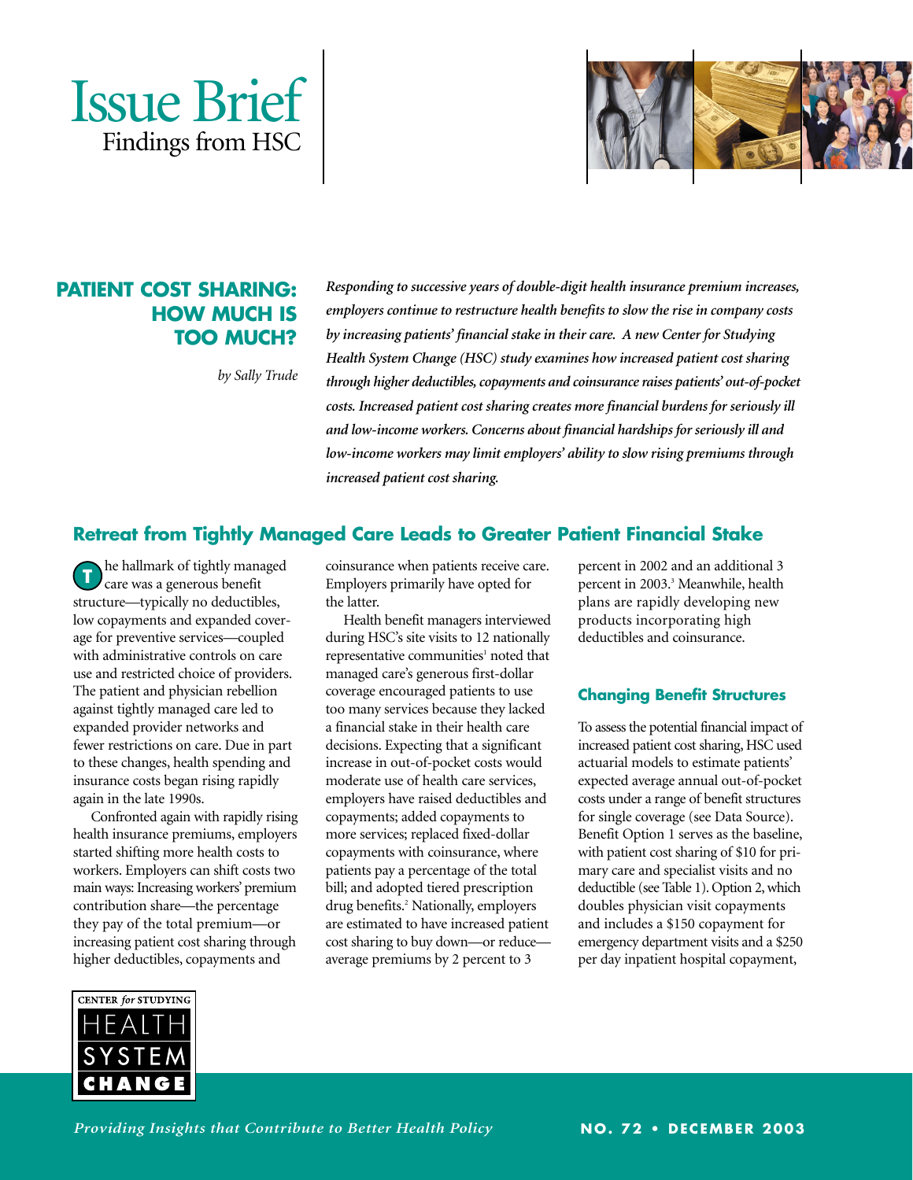# Issue Brief

Findings from HSC

## PATIENT COST SHARING: HOW MUCH IS TOO MUCH?

*by Sally Trude*

***Responding to successive years of double-digit health insurance premium increases, employers continue to restructure health benefits to slow the rise in company costs by increasing patients' financial stake in their care. A new Center for Studying Health System Change (HSC) study examines how increased patient cost sharing through higher deductibles, copayments and coinsurance raises patients' out-of-pocket costs. Increased patient cost sharing creates more financial burdens for seriously ill and low-income workers. Concerns about financial hardships for seriously ill and low-income workers may limit employers' ability to slow rising premiums through increased patient cost sharing.***

### Retreat from Tightly Managed Care Leads to Greater Patient Financial Stake

The hallmark of tightly managed care was a generous benefit structure—typically no deductibles, low copayments and expanded coverage for preventive services—coupled with administrative controls on care use and restricted choice of providers. The patient and physician rebellion against tightly managed care led to expanded provider networks and fewer restrictions on care. Due in part to these changes, health spending and insurance costs began rising rapidly again in the late 1990s.

Confronted again with rapidly rising health insurance premiums, employers started shifting more health costs to workers. Employers can shift costs two main ways: Increasing workers' premium contribution share—the percentage they pay of the total premium—or increasing patient cost sharing through higher deductibles, copayments and coinsurance when patients receive care. Employers primarily have opted for the latter.

Health benefit managers interviewed during HSC's site visits to 12 nationally representative communities[1] noted that managed care's generous first-dollar coverage encouraged patients to use too many services because they lacked a financial stake in their health care decisions. Expecting that a significant increase in out-of-pocket costs would moderate use of health care services, employers have raised deductibles and copayments; added copayments to more services; replaced fixed-dollar copayments with coinsurance, where patients pay a percentage of the total bill; and adopted tiered prescription drug benefits.[2] Nationally, employers are estimated to have increased patient cost sharing to buy down—or reduce—average premiums by 2 percent to 3 percent in 2002 and an additional 3 percent in 2003.[3] Meanwhile, health plans are rapidly developing new products incorporating high deductibles and coinsurance.

### Changing Benefit Structures

To assess the potential financial impact of increased patient cost sharing, HSC used actuarial models to estimate patients' expected average annual out-of-pocket costs under a range of benefit structures for single coverage (see Data Source). Benefit Option 1 serves as the baseline, with patient cost sharing of $10 for primary care and specialist visits and no deductible (see Table 1). Option 2, which doubles physician visit copayments and includes a $150 copayment for emergency department visits and a $250 per day inpatient hospital copayment,

CENTER *for* STUDYING HEALTH SYSTEM CHANGE

*Providing Insights that Contribute to Better Health Policy*

NO. 72 • DECEMBER 2003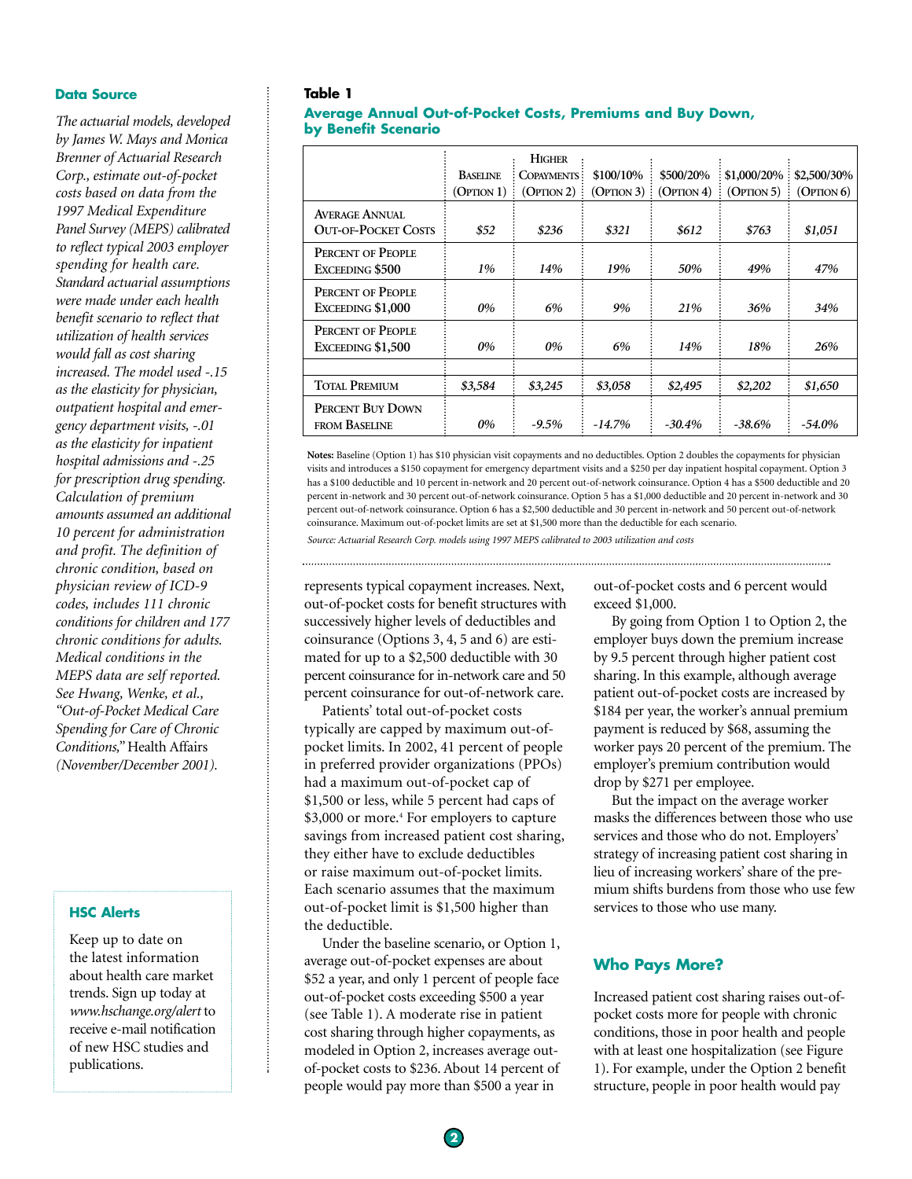### Data Source

*The actuarial models, developed by James W. Mays and Monica Brenner of Actuarial Research Corp., estimate out-of-pocket costs based on data from the 1997 Medical Expenditure Panel Survey (MEPS) calibrated to reflect typical 2003 employer spending for health care. Standard actuarial assumptions were made under each health benefit scenario to reflect that utilization of health services would fall as cost sharing increased. The model used -.15 as the elasticity for physician, outpatient hospital and emergency department visits, -.01 as the elasticity for inpatient hospital admissions and -.25 for prescription drug spending. Calculation of premium amounts assumed an additional 10 percent for administration and profit. The definition of chronic condition, based on physician review of ICD-9 codes, includes 111 chronic conditions for children and 177 chronic conditions for adults. Medical conditions in the MEPS data are self reported. See Hwang, Wenke, et al., "Out-of-Pocket Medical Care Spending for Care of Chronic Conditions,"* Health Affairs *(November/December 2001).*

### HSC Alerts

Keep up to date on the latest information about health care market trends. Sign up today at *www.hschange.org/alert* to receive e-mail notification of new HSC studies and publications.

**Table 1**

**Average Annual Out-of-Pocket Costs, Premiums and Buy Down, by Benefit Scenario**

| | Baseline (Option 1) | Higher Copayments (Option 2) | $100/10% (Option 3) | $500/20% (Option 4) | $1,000/20% (Option 5) | $2,500/30% (Option 6) |
|---|---|---|---|---|---|---|
| Average Annual Out-of-Pocket Costs | *$52* | *$236* | *$321* | *$612* | *$763* | *$1,051* |
| Percent of People Exceeding $500 | *1%* | *14%* | *19%* | *50%* | *49%* | *47%* |
| Percent of People Exceeding $1,000 | *0%* | *6%* | *9%* | *21%* | *36%* | *34%* |
| Percent of People Exceeding $1,500 | *0%* | *0%* | *6%* | *14%* | *18%* | *26%* |
| | | | | | | |
| Total Premium | *$3,584* | *$3,245* | *$3,058* | *$2,495* | *$2,202* | *$1,650* |
| Percent Buy Down from Baseline | *0%* | *-9.5%* | *-14.7%* | *-30.4%* | *-38.6%* | *-54.0%* |

**Notes:** Baseline (Option 1) has $10 physician visit copayments and no deductibles. Option 2 doubles the copayments for physician visits and introduces a $150 copayment for emergency department visits and a $250 per day inpatient hospital copayment. Option 3 has a $100 deductible and 10 percent in-network and 20 percent out-of-network coinsurance. Option 4 has a $500 deductible and 20 percent in-network and 30 percent out-of-network coinsurance. Option 5 has a $1,000 deductible and 20 percent in-network and 30 percent out-of-network coinsurance. Option 6 has a $2,500 deductible and 30 percent in-network and 50 percent out-of-network coinsurance. Maximum out-of-pocket limits are set at $1,500 more than the deductible for each scenario.

*Source: Actuarial Research Corp. models using 1997 MEPS calibrated to 2003 utilization and costs*

represents typical copayment increases. Next, out-of-pocket costs for benefit structures with successively higher levels of deductibles and coinsurance (Options 3, 4, 5 and 6) are estimated for up to a $2,500 deductible with 30 percent coinsurance for in-network care and 50 percent coinsurance for out-of-network care.

Patients' total out-of-pocket costs typically are capped by maximum out-of-pocket limits. In 2002, 41 percent of people in preferred provider organizations (PPOs) had a maximum out-of-pocket cap of $1,500 or less, while 5 percent had caps of $3,000 or more.[4] For employers to capture savings from increased patient cost sharing, they either have to exclude deductibles or raise maximum out-of-pocket limits. Each scenario assumes that the maximum out-of-pocket limit is $1,500 higher than the deductible.

Under the baseline scenario, or Option 1, average out-of-pocket expenses are about $52 a year, and only 1 percent of people face out-of-pocket costs exceeding $500 a year (see Table 1). A moderate rise in patient cost sharing through higher copayments, as modeled in Option 2, increases average out-of-pocket costs to $236. About 14 percent of people would pay more than $500 a year in out-of-pocket costs and 6 percent would exceed $1,000.

By going from Option 1 to Option 2, the employer buys down the premium increase by 9.5 percent through higher patient cost sharing. In this example, although average patient out-of-pocket costs are increased by $184 per year, the worker's annual premium payment is reduced by $68, assuming the worker pays 20 percent of the premium. The employer's premium contribution would drop by $271 per employee.

But the impact on the average worker masks the differences between those who use services and those who do not. Employers' strategy of increasing patient cost sharing in lieu of increasing workers' share of the premium shifts burdens from those who use few services to those who use many.

## Who Pays More?

Increased patient cost sharing raises out-of-pocket costs more for people with chronic conditions, those in poor health and people with at least one hospitalization (see Figure 1). For example, under the Option 2 benefit structure, people in poor health would pay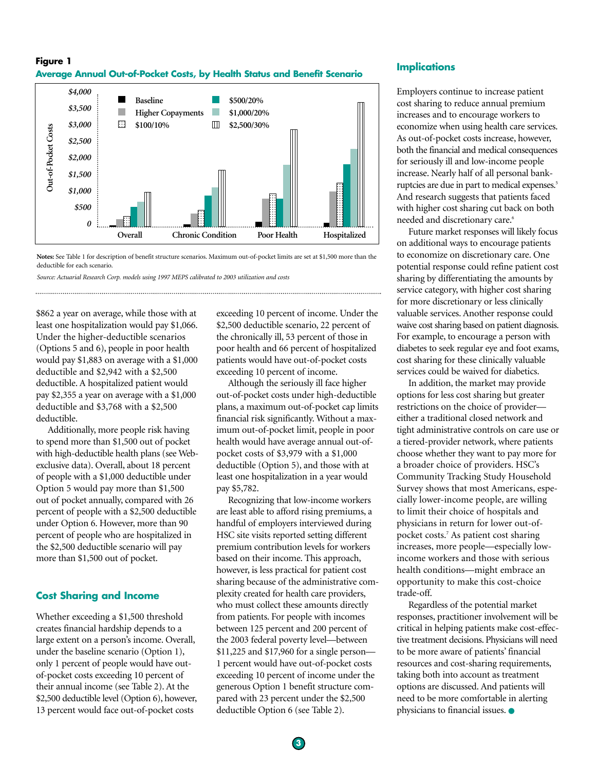**Figure 1**

**Average Annual Out-of-Pocket Costs, by Health Status and Benefit Scenario**

Notes: See Table 1 for description of benefit structure scenarios. Maximum out-of-pocket limits are set at $1,500 more than the deductible for each scenario.

*Source: Actuarial Research Corp. models using 1997 MEPS calibrated to 2003 utilization and costs*

$862 a year on average, while those with at least one hospitalization would pay $1,066. Under the higher-deductible scenarios (Options 5 and 6), people in poor health would pay $1,883 on average with a $1,000 deductible and $2,942 with a $2,500 deductible. A hospitalized patient would pay $2,355 a year on average with a $1,000 deductible and $3,768 with a $2,500 deductible.

Additionally, more people risk having to spend more than $1,500 out of pocket with high-deductible health plans (see Web-exclusive data). Overall, about 18 percent of people with a $1,000 deductible under Option 5 would pay more than $1,500 out of pocket annually, compared with 26 percent of people with a $2,500 deductible under Option 6. However, more than 90 percent of people who are hospitalized in the $2,500 deductible scenario will pay more than $1,500 out of pocket.

## Cost Sharing and Income

Whether exceeding a $1,500 threshold creates financial hardship depends to a large extent on a person's income. Overall, under the baseline scenario (Option 1), only 1 percent of people would have out-of-pocket costs exceeding 10 percent of their annual income (see Table 2). At the $2,500 deductible level (Option 6), however, 13 percent would face out-of-pocket costs exceeding 10 percent of income. Under the $2,500 deductible scenario, 22 percent of the chronically ill, 53 percent of those in poor health and 66 percent of hospitalized patients would have out-of-pocket costs exceeding 10 percent of income.

Although the seriously ill face higher out-of-pocket costs under high-deductible plans, a maximum out-of-pocket cap limits financial risk significantly. Without a maximum out-of-pocket limit, people in poor health would have average annual out-of-pocket costs of $3,979 with a $1,000 deductible (Option 5), and those with at least one hospitalization in a year would pay $5,782.

Recognizing that low-income workers are least able to afford rising premiums, a handful of employers interviewed during HSC site visits reported setting different premium contribution levels for workers based on their income. This approach, however, is less practical for patient cost sharing because of the administrative complexity created for health care providers, who must collect these amounts directly from patients. For people with incomes between 125 percent and 200 percent of the 2003 federal poverty level—between $11,225 and $17,960 for a single person—1 percent would have out-of-pocket costs exceeding 10 percent of income under the generous Option 1 benefit structure compared with 23 percent under the $2,500 deductible Option 6 (see Table 2).

## Implications

Employers continue to increase patient cost sharing to reduce annual premium increases and to encourage workers to economize when using health care services. As out-of-pocket costs increase, however, both the financial and medical consequences for seriously ill and low-income people increase. Nearly half of all personal bankruptcies are due in part to medical expenses.[5] And research suggests that patients faced with higher cost sharing cut back on both needed and discretionary care.[6]

Future market responses will likely focus on additional ways to encourage patients to economize on discretionary care. One potential response could refine patient cost sharing by differentiating the amounts by service category, with higher cost sharing for more discretionary or less clinically valuable services. Another response could waive cost sharing based on patient diagnosis. For example, to encourage a person with diabetes to seek regular eye and foot exams, cost sharing for these clinically valuable services could be waived for diabetics.

In addition, the market may provide options for less cost sharing but greater restrictions on the choice of provider—either a traditional closed network and tight administrative controls on care use or a tiered-provider network, where patients choose whether they want to pay more for a broader choice of providers. HSC's Community Tracking Study Household Survey shows that most Americans, especially lower-income people, are willing to limit their choice of hospitals and physicians in return for lower out-of-pocket costs.[7] As patient cost sharing increases, more people—especially low-income workers and those with serious health conditions—might embrace an opportunity to make this cost-choice trade-off.

Regardless of the potential market responses, practitioner involvement will be critical in helping patients make cost-effective treatment decisions. Physicians will need to be more aware of patients' financial resources and cost-sharing requirements, taking both into account as treatment options are discussed. And patients will need to be more comfortable in alerting physicians to financial issues. ●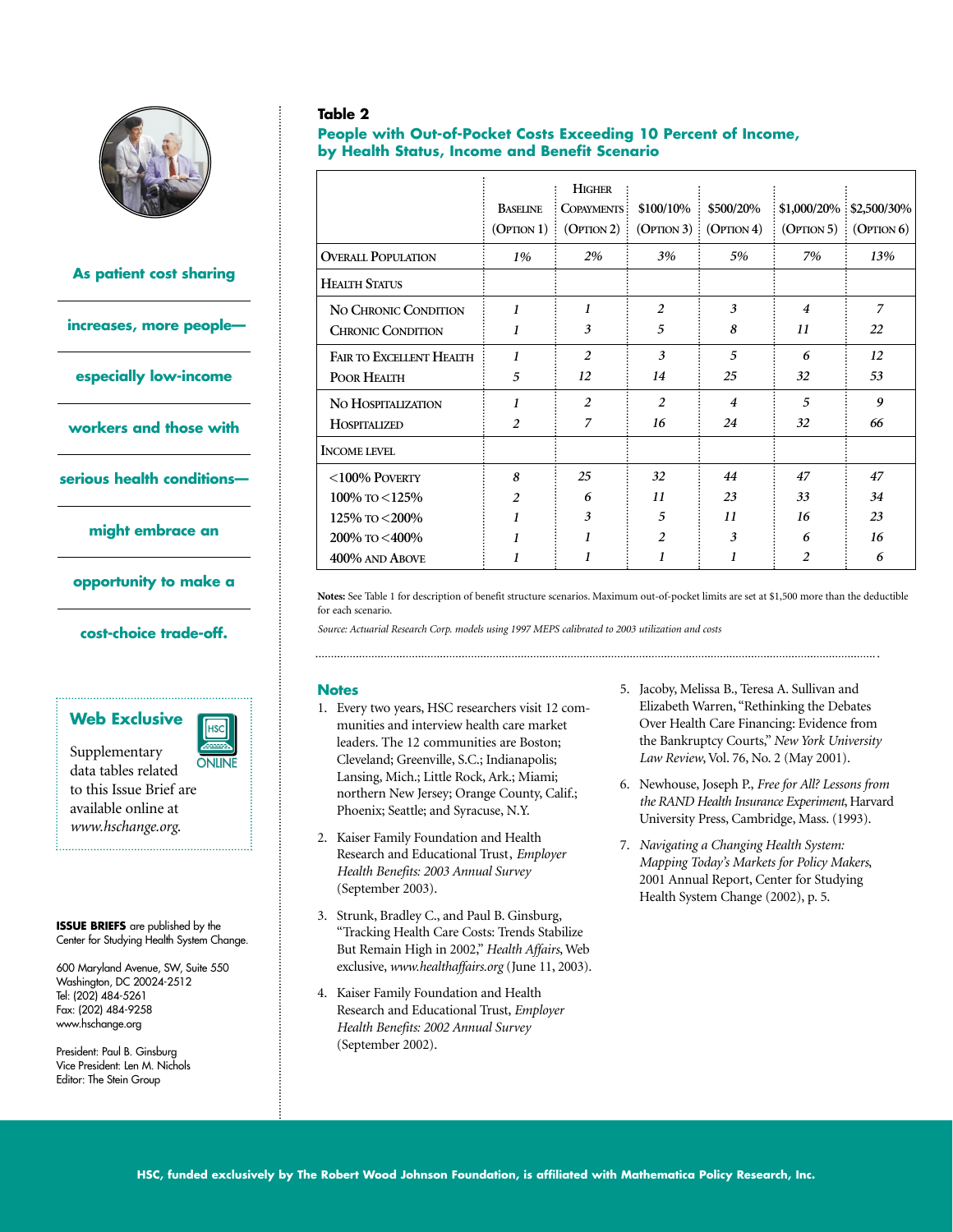As patient cost sharing increases, more people—especially low-income workers and those with serious health conditions—might embrace an opportunity to make a cost-choice trade-off.

### Web Exclusive

Supplementary data tables related to this Issue Brief are available online at *www.hschange.org.*

**ISSUE BRIEFS** are published by the Center for Studying Health System Change.

600 Maryland Avenue, SW, Suite 550
Washington, DC 20024-2512
Tel: (202) 484-5261
Fax: (202) 484-9258
www.hschange.org

President: Paul B. Ginsburg
Vice President: Len M. Nichols
Editor: The Stein Group

## Table 2

### People with Out-of-Pocket Costs Exceeding 10 Percent of Income, by Health Status, Income and Benefit Scenario

| | Baseline (Option 1) | Higher Copayments (Option 2) | \$100/10% (Option 3) | \$500/20% (Option 4) | \$1,000/20% (Option 5) | \$2,500/30% (Option 6) |
|---|---|---|---|---|---|---|
| Overall Population | *1%* | *2%* | *3%* | *5%* | *7%* | *13%* |
| Health Status | | | | | | |
| No Chronic Condition | *1* | *1* | *2* | *3* | *4* | *7* |
| Chronic Condition | *1* | *3* | *5* | *8* | *11* | *22* |
| Fair to Excellent Health | *1* | *2* | *3* | *5* | *6* | *12* |
| Poor Health | *5* | *12* | *14* | *25* | *32* | *53* |
| No Hospitalization | *1* | *2* | *2* | *4* | *5* | *9* |
| Hospitalized | *2* | *7* | *16* | *24* | *32* | *66* |
| Income level | | | | | | |
| <100% Poverty | *8* | *25* | *32* | *44* | *47* | *47* |
| 100% to <125% | *2* | *6* | *11* | *23* | *33* | *34* |
| 125% to <200% | *1* | *3* | *5* | *11* | *16* | *23* |
| 200% to <400% | *1* | *1* | *2* | *3* | *6* | *16* |
| 400% and Above | *1* | *1* | *1* | *1* | *2* | *6* |

**Notes:** See Table 1 for description of benefit structure scenarios. Maximum out-of-pocket limits are set at \$1,500 more than the deductible for each scenario.

*Source: Actuarial Research Corp. models using 1997 MEPS calibrated to 2003 utilization and costs*

### Notes

1. Every two years, HSC researchers visit 12 communities and interview health care market leaders. The 12 communities are Boston; Cleveland; Greenville, S.C.; Indianapolis; Lansing, Mich.; Little Rock, Ark.; Miami; northern New Jersey; Orange County, Calif.; Phoenix; Seattle; and Syracuse, N.Y.
2. Kaiser Family Foundation and Health Research and Educational Trust, *Employer Health Benefits: 2003 Annual Survey* (September 2003).
3. Strunk, Bradley C., and Paul B. Ginsburg, "Tracking Health Care Costs: Trends Stabilize But Remain High in 2002," *Health Affairs*, Web exclusive, *www.healthaffairs.org* (June 11, 2003).
4. Kaiser Family Foundation and Health Research and Educational Trust, *Employer Health Benefits: 2002 Annual Survey* (September 2002).
5. Jacoby, Melissa B., Teresa A. Sullivan and Elizabeth Warren, "Rethinking the Debates Over Health Care Financing: Evidence from the Bankruptcy Courts," *New York University Law Review*, Vol. 76, No. 2 (May 2001).
6. Newhouse, Joseph P., *Free for All? Lessons from the RAND Health Insurance Experiment*, Harvard University Press, Cambridge, Mass. (1993).
7. *Navigating a Changing Health System: Mapping Today's Markets for Policy Makers*, 2001 Annual Report, Center for Studying Health System Change (2002), p. 5.

**HSC, funded exclusively by The Robert Wood Johnson Foundation, is affiliated with Mathematica Policy Research, Inc.**